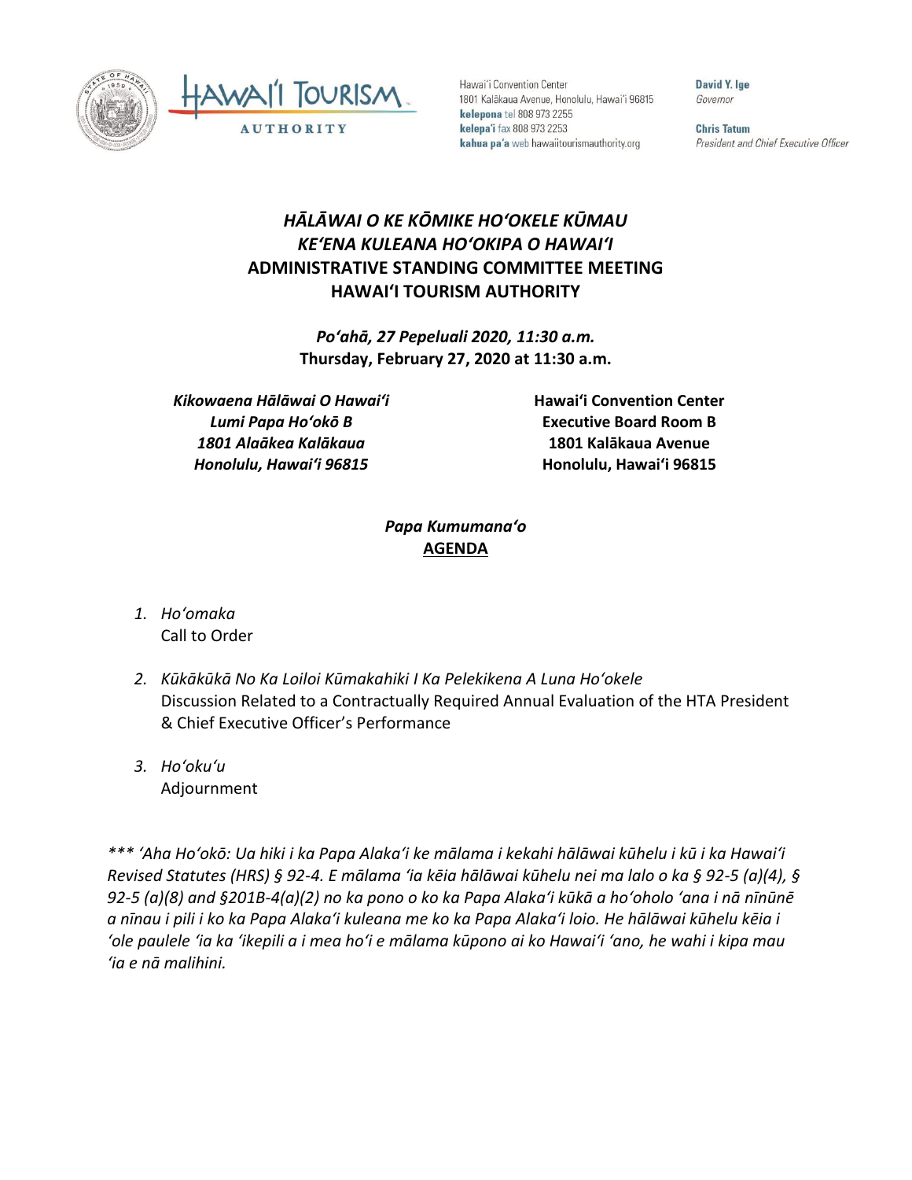Hawaiʻi Convention Center
1801 Kalākaua Avenue, Honolulu, Hawaiʻi 96815
**kelepona** tel 808 973 2255
**kelepaʻi** fax 808 973 2253
**kahua paʻa** web hawaiitourismauthority.org

**David Y. Ige**
*Governor*

**Chris Tatum**
*President and Chief Executive Officer*

# *HĀLĀWAI O KE KŌMIKE HOʻOKELE KŪMAU*
# *KEʻENA KULEANA HOʻOKIPA O HAWAIʻI*
# ADMINISTRATIVE STANDING COMMITTEE MEETING
# HAWAIʻI TOURISM AUTHORITY

***Poʻahā, 27 Pepeluali 2020, 11:30 a.m.***
**Thursday, February 27, 2020 at 11:30 a.m.**

***Kikowaena Hālāwai O Hawaiʻi***
***Lumi Papa Hoʻokō B***
***1801 Alaākea Kalākaua***
***Honolulu, Hawaiʻi 96815***

**Hawaiʻi Convention Center**
**Executive Board Room B**
**1801 Kalākaua Avenue**
**Honolulu, Hawaiʻi 96815**

***Papa Kumumanaʻo***
**AGENDA**

1. *Hoʻomaka*
   Call to Order

2. *Kūkākūkā No Ka Loiloi Kūmakahiki I Ka Pelekikena A Luna Hoʻokele*
   Discussion Related to a Contractually Required Annual Evaluation of the HTA President & Chief Executive Officer's Performance

3. *Hoʻokuʻu*
   Adjournment

*\*\*\* ʻAha Hoʻokō: Ua hiki i ka Papa Alakaʻi ke mālama i kekahi hālāwai kūhelu i kū i ka Hawaiʻi Revised Statutes (HRS) § 92-4. E mālama ʻia kēia hālāwai kūhelu nei ma lalo o ka § 92-5 (a)(4), § 92-5 (a)(8) and §201B-4(a)(2) no ka pono o ko ka Papa Alakaʻi kūkā a hoʻoholo ʻana i nā nīnūnē a nīnau i pili i ko ka Papa Alakaʻi kuleana me ko ka Papa Alakaʻi loio. He hālāwai kūhelu kēia i ʻole paulele ʻia ka ʻikepili a i mea hoʻi e mālama kūpono ai ko Hawaiʻi ʻano, he wahi i kipa mau ʻia e nā malihini.*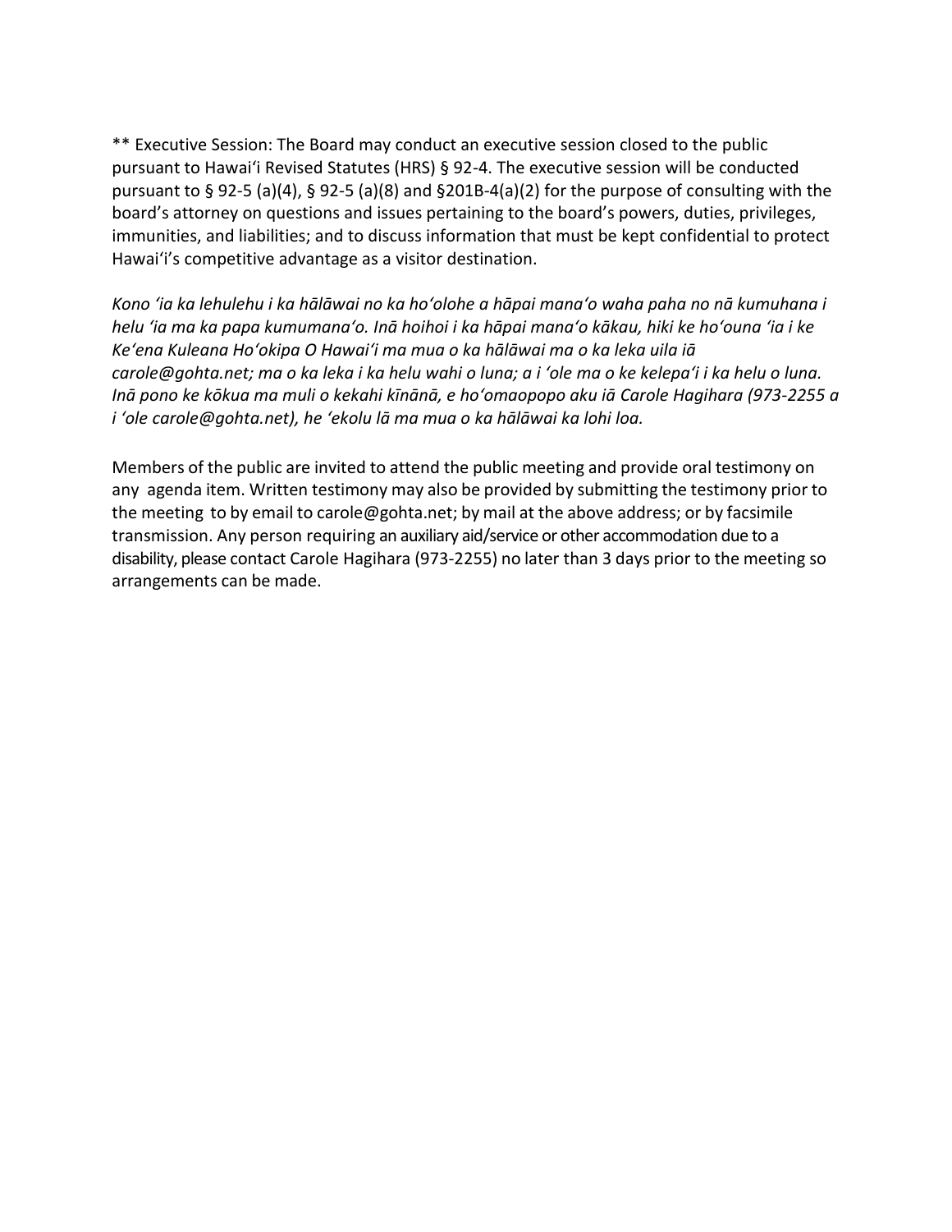** Executive Session: The Board may conduct an executive session closed to the public pursuant to Hawaiʻi Revised Statutes (HRS) § 92-4. The executive session will be conducted pursuant to § 92-5 (a)(4), § 92-5 (a)(8) and §201B-4(a)(2) for the purpose of consulting with the board's attorney on questions and issues pertaining to the board's powers, duties, privileges, immunities, and liabilities; and to discuss information that must be kept confidential to protect Hawaiʻi's competitive advantage as a visitor destination.

*Kono ʻia ka lehulehu i ka hālāwai no ka hoʻolohe a hāpai manaʻo waha paha no nā kumuhana i helu ʻia ma ka papa kumumanaʻo. Inā hoihoi i ka hāpai manaʻo kākau, hiki ke hoʻouna ʻia i ke Keʻena Kuleana Hoʻokipa O Hawaiʻi ma mua o ka hālāwai ma o ka leka uila iā carole@gohta.net; ma o ka leka i ka helu wahi o luna; a i ʻole ma o ke kelepaʻi i ka helu o luna. Inā pono ke kōkua ma muli o kekahi kīnānā, e hoʻomaopopo aku iā Carole Hagihara (973-2255 a i ʻole carole@gohta.net), he ʻekolu lā ma mua o ka hālāwai ka lohi loa.*

Members of the public are invited to attend the public meeting and provide oral testimony on any agenda item. Written testimony may also be provided by submitting the testimony prior to the meeting to by email to carole@gohta.net; by mail at the above address; or by facsimile transmission. Any person requiring an auxiliary aid/service or other accommodation due to a disability, please contact Carole Hagihara (973-2255) no later than 3 days prior to the meeting so arrangements can be made.